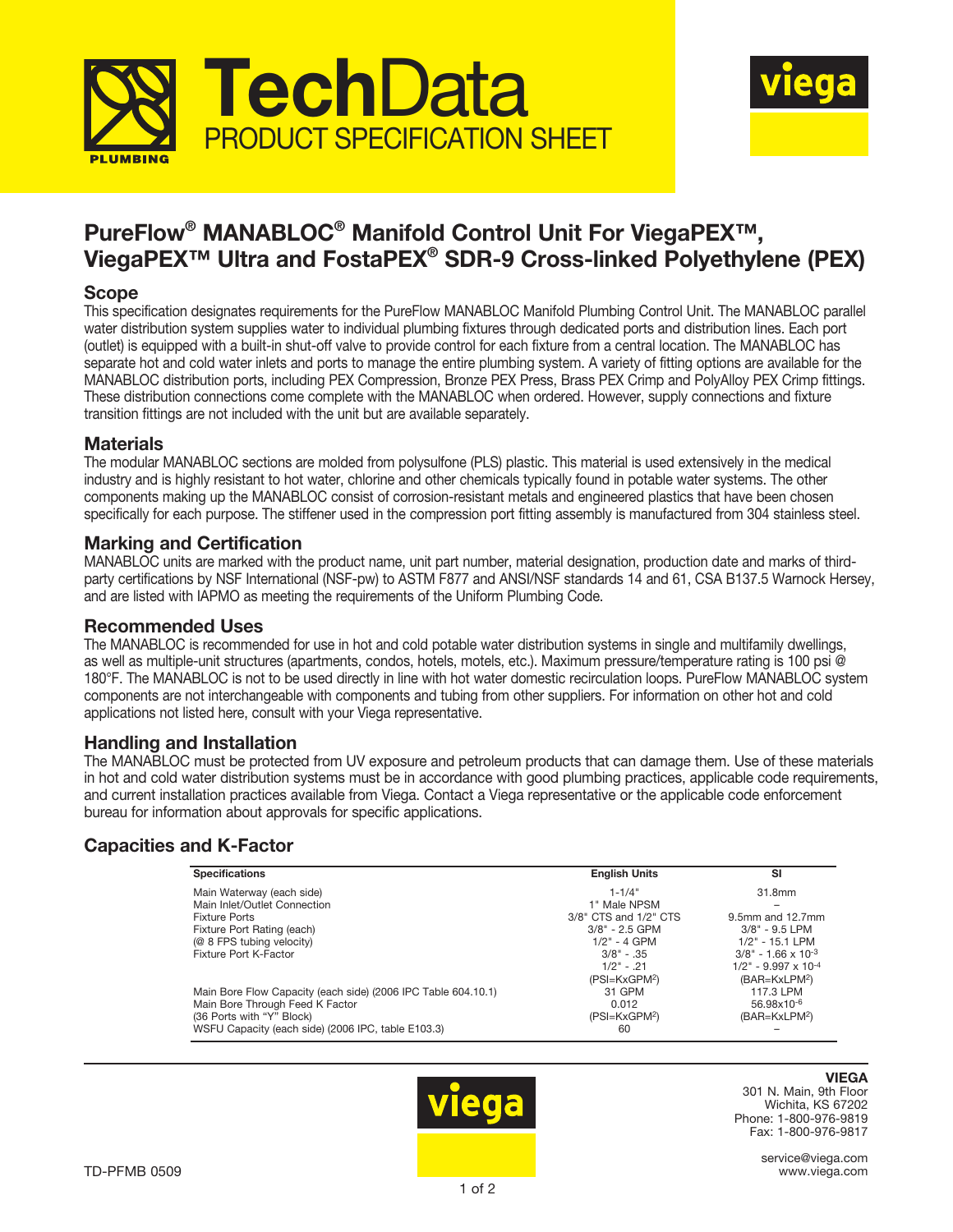# TechData

## PRODUCT SPECIFICATION SHEET

# PureFlow® MANABLOC® Manifold Control Unit For ViegaPEX™, ViegaPEX™ Ultra and FostaPEX® SDR-9 Cross-linked Polyethylene (PEX)

## Scope

This specification designates requirements for the PureFlow MANABLOC Manifold Plumbing Control Unit. The MANABLOC parallel water distribution system supplies water to individual plumbing fixtures through dedicated ports and distribution lines. Each port (outlet) is equipped with a built-in shut-off valve to provide control for each fixture from a central location. The MANABLOC has separate hot and cold water inlets and ports to manage the entire plumbing system. A variety of fitting options are available for the MANABLOC distribution ports, including PEX Compression, Bronze PEX Press, Brass PEX Crimp and PolyAlloy PEX Crimp fittings. These distribution connections come complete with the MANABLOC when ordered. However, supply connections and fixture transition fittings are not included with the unit but are available separately.

## Materials

The modular MANABLOC sections are molded from polysulfone (PLS) plastic. This material is used extensively in the medical industry and is highly resistant to hot water, chlorine and other chemicals typically found in potable water systems. The other components making up the MANABLOC consist of corrosion-resistant metals and engineered plastics that have been chosen specifically for each purpose. The stiffener used in the compression port fitting assembly is manufactured from 304 stainless steel.

## Marking and Certification

MANABLOC units are marked with the product name, unit part number, material designation, production date and marks of third-party certifications by NSF International (NSF-pw) to ASTM F877 and ANSI/NSF standards 14 and 61, CSA B137.5 Warnock Hersey, and are listed with IAPMO as meeting the requirements of the Uniform Plumbing Code.

## Recommended Uses

The MANABLOC is recommended for use in hot and cold potable water distribution systems in single and multifamily dwellings, as well as multiple-unit structures (apartments, condos, hotels, motels, etc.). Maximum pressure/temperature rating is 100 psi @ 180°F. The MANABLOC is not to be used directly in line with hot water domestic recirculation loops. PureFlow MANABLOC system components are not interchangeable with components and tubing from other suppliers. For information on other hot and cold applications not listed here, consult with your Viega representative.

## Handling and Installation

The MANABLOC must be protected from UV exposure and petroleum products that can damage them. Use of these materials in hot and cold water distribution systems must be in accordance with good plumbing practices, applicable code requirements, and current installation practices available from Viega. Contact a Viega representative or the applicable code enforcement bureau for information about approvals for specific applications.

## Capacities and K-Factor

| Specifications | English Units | SI |
|---|---|---|
| Main Waterway (each side) | 1-1/4" | 31.8mm |
| Main Inlet/Outlet Connection | 1" Male NPSM | – |
| Fixture Ports | 3/8" CTS and 1/2" CTS | 9.5mm and 12.7mm |
| Fixture Port Rating (each) (@ 8 FPS tubing velocity) | 3/8" - 2.5 GPM<br>1/2" - 4 GPM | 3/8" - 9.5 LPM<br>1/2" - 15.1 LPM |
| Fixture Port K-Factor | 3/8" - .35<br>1/2" - .21<br>(PSI=KxGPM$^2$) | 3/8" - $1.66 \times 10^{-3}$<br>1/2" - $9.997 \times 10^{-4}$<br>(BAR=KxLPM$^2$) |
| Main Bore Flow Capacity (each side) (2006 IPC Table 604.10.1) | 31 GPM | 117.3 LPM |
| Main Bore Through Feed K Factor (36 Ports with "Y" Block) | 0.012<br>(PSI=KxGPM$^2$) | $56.98 \times 10^{-6}$<br>(BAR=KxLPM$^2$) |
| WSFU Capacity (each side) (2006 IPC, table E103.3) | 60 | – |

**VIEGA**
301 N. Main, 9th Floor
Wichita, KS 67202
Phone: 1-800-976-9819
Fax: 1-800-976-9817

service@viega.com
www.viega.com

TD-PFMB 0509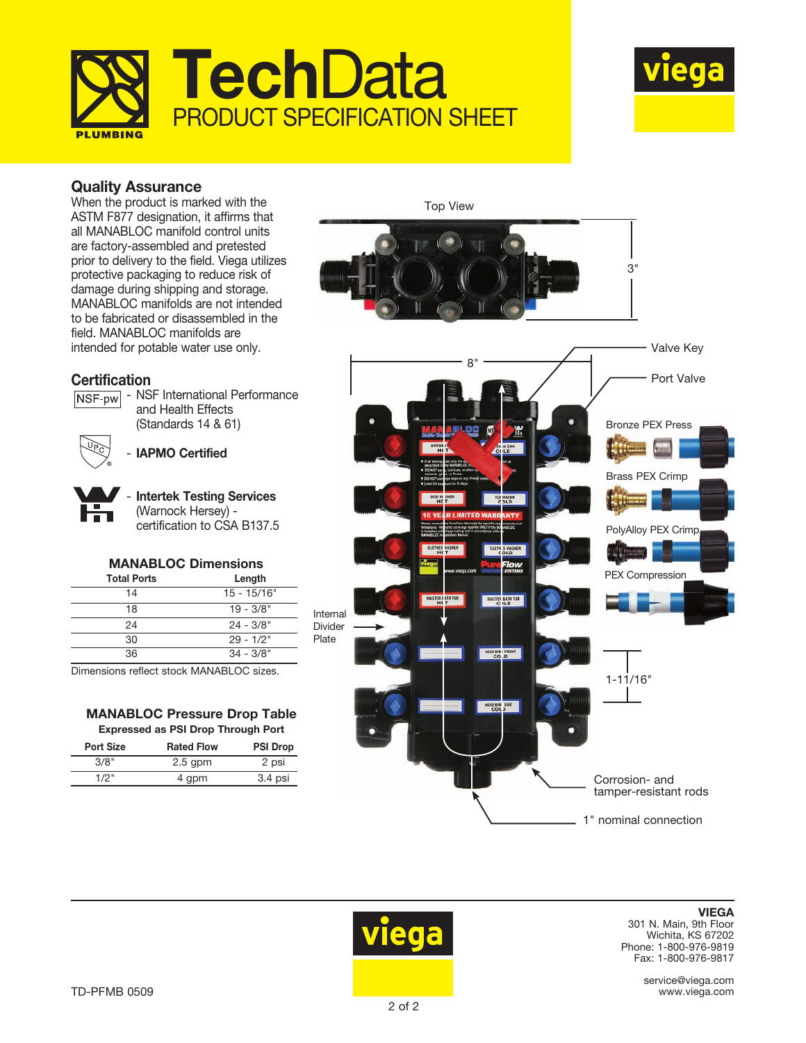# TechData
PRODUCT SPECIFICATION SHEET

## Quality Assurance

When the product is marked with the ASTM F877 designation, it affirms that all MANABLOC manifold control units are factory-assembled and pretested prior to delivery to the field. Viega utilizes protective packaging to reduce risk of damage during shipping and storage. MANABLOC manifolds are not intended to be fabricated or disassembled in the field. MANABLOC manifolds are intended for potable water use only.

## Certification

NSF-pw - NSF International Performance and Health Effects (Standards 14 & 61)

- **IAPMO Certified**

- **Intertek Testing Services** (Warnock Hersey) - certification to CSA B137.5

### MANABLOC Dimensions

| Total Ports | Length |
|---|---|
| 14 | 15 - 15/16" |
| 18 | 19 - 3/8" |
| 24 | 24 - 3/8" |
| 30 | 29 - 1/2" |
| 36 | 34 - 3/8" |

Dimensions reflect stock MANABLOC sizes.

### MANABLOC Pressure Drop Table

Expressed as PSI Drop Through Port

| Port Size | Rated Flow | PSI Drop |
|---|---|---|
| 3/8" | 2.5 gpm | 2 psi |
| 1/2" | 4 gpm | 3.4 psi |

Top View

3"

8"

Valve Key

Port Valve

Bronze PEX Press

Brass PEX Crimp

PolyAlloy PEX Crimp

PEX Compression

Internal Divider Plate

1-11/16"

Corrosion- and tamper-resistant rods

1" nominal connection

TD-PFMB 0509

**VIEGA**
301 N. Main, 9th Floor
Wichita, KS 67202
Phone: 1-800-976-9819
Fax: 1-800-976-9817

service@viega.com
www.viega.com